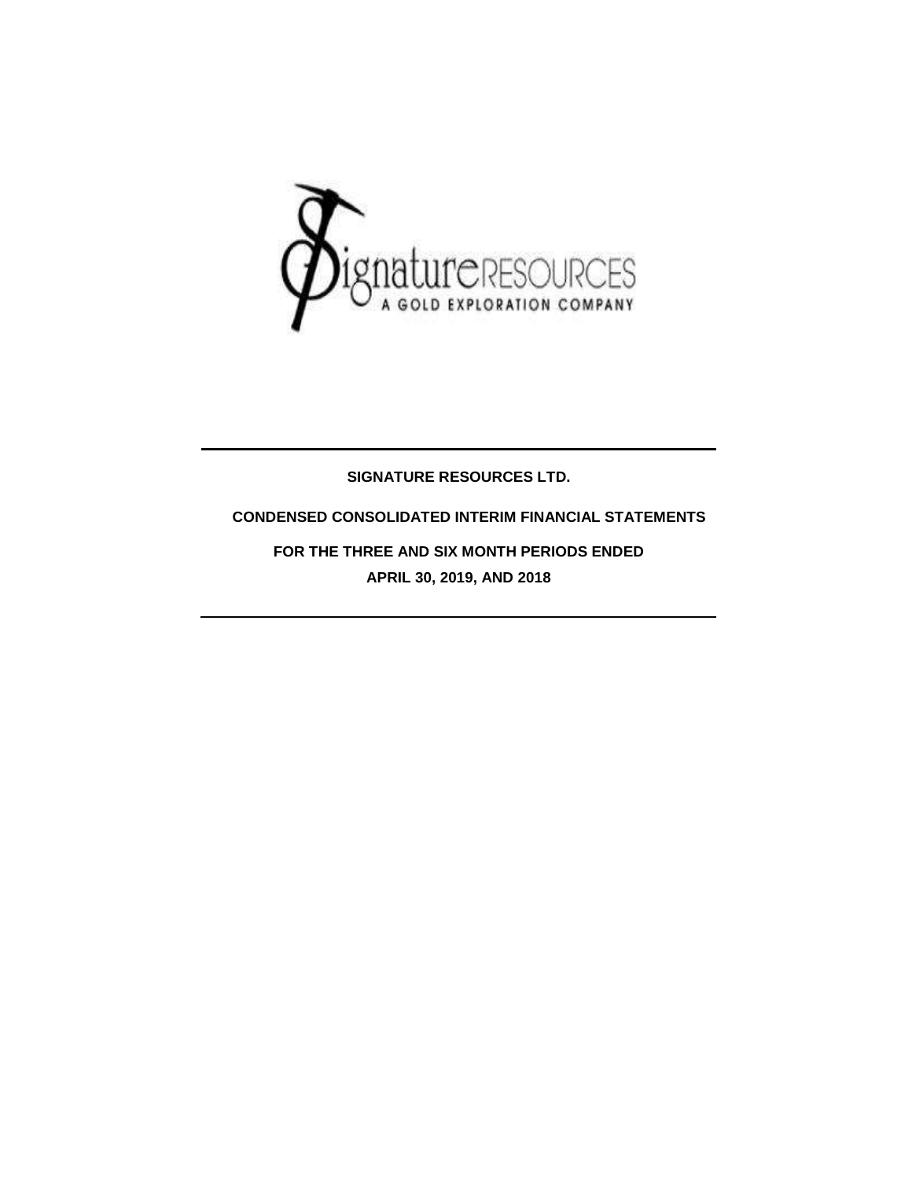# SIGNATURE RESOURCES LTD.

## CONDENSED CONSOLIDATED INTERIM FINANCIAL STATEMENTS

## FOR THE THREE AND SIX MONTH PERIODS ENDED APRIL 30, 2019, AND 2018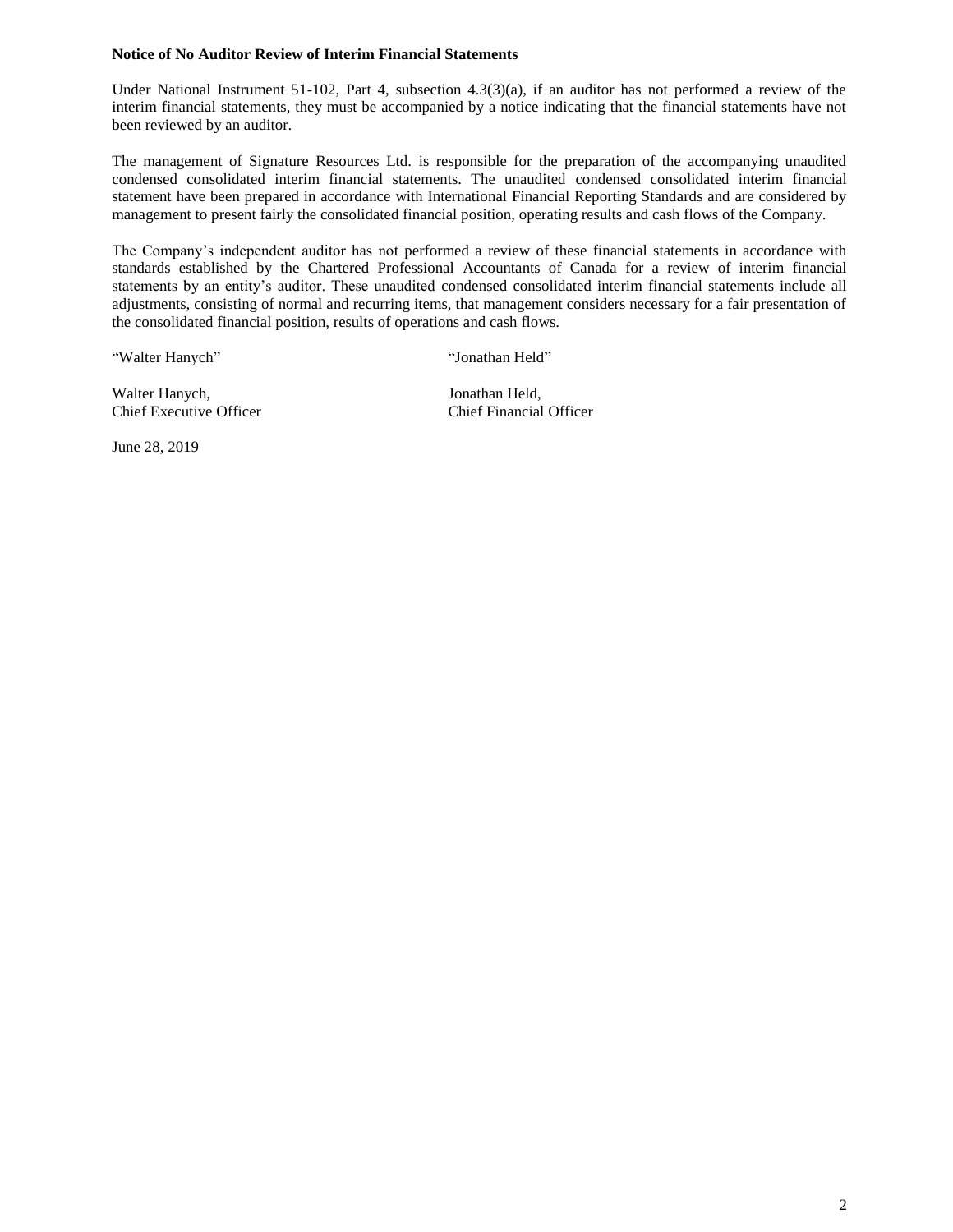**Notice of No Auditor Review of Interim Financial Statements**

Under National Instrument 51-102, Part 4, subsection 4.3(3)(a), if an auditor has not performed a review of the interim financial statements, they must be accompanied by a notice indicating that the financial statements have not been reviewed by an auditor.

The management of Signature Resources Ltd. is responsible for the preparation of the accompanying unaudited condensed consolidated interim financial statements. The unaudited condensed consolidated interim financial statement have been prepared in accordance with International Financial Reporting Standards and are considered by management to present fairly the consolidated financial position, operating results and cash flows of the Company.

The Company's independent auditor has not performed a review of these financial statements in accordance with standards established by the Chartered Professional Accountants of Canada for a review of interim financial statements by an entity's auditor. These unaudited condensed consolidated interim financial statements include all adjustments, consisting of normal and recurring items, that management considers necessary for a fair presentation of the consolidated financial position, results of operations and cash flows.

"Walter Hanych"

Walter Hanych,
Chief Executive Officer

"Jonathan Held"

Jonathan Held,
Chief Financial Officer

June 28, 2019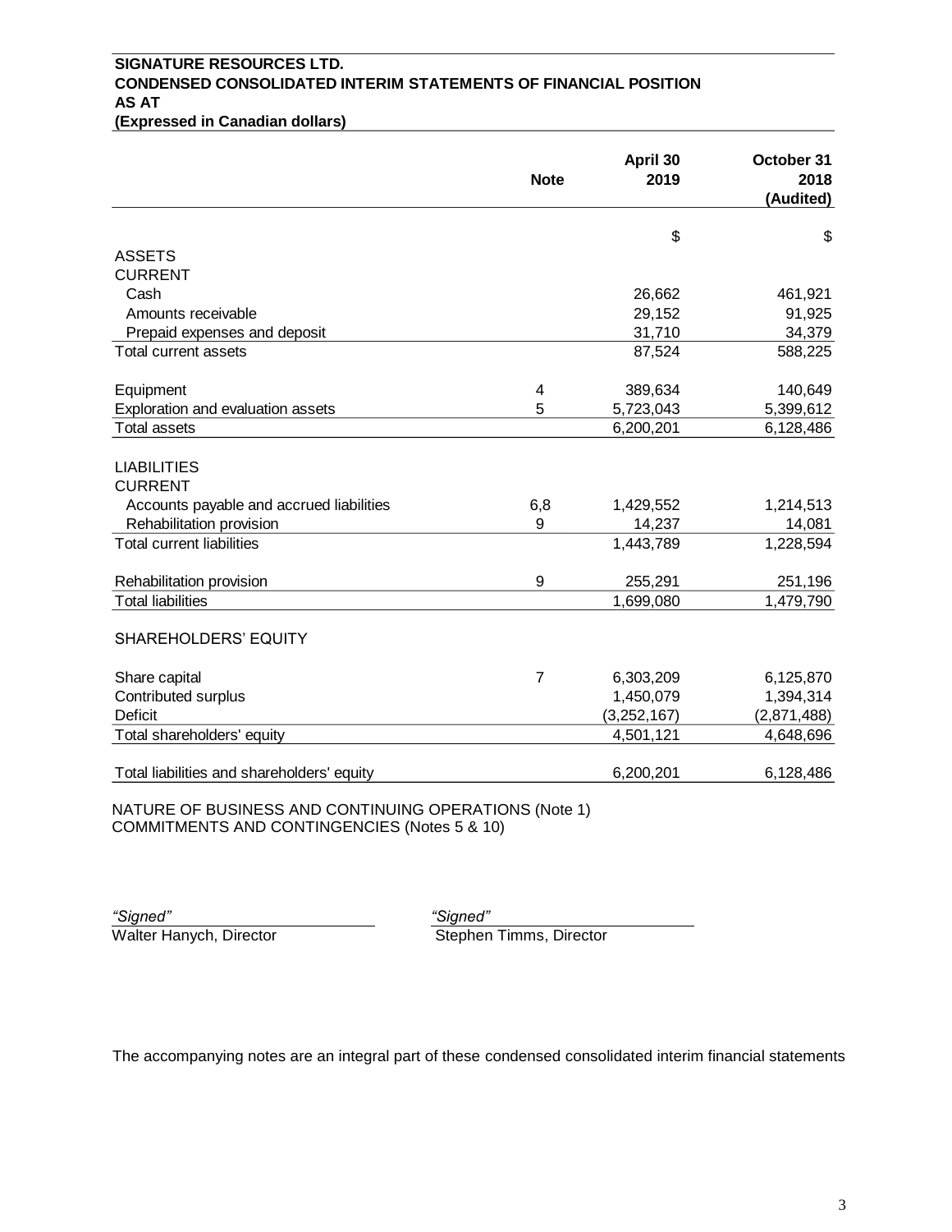**SIGNATURE RESOURCES LTD.**
**CONDENSED CONSOLIDATED INTERIM STATEMENTS OF FINANCIAL POSITION**
**AS AT**
**(Expressed in Canadian dollars)**

| | Note | April 30 2019 | October 31 2018 (Audited) |
|---|---|---|---|
| | | $ | $ |
| ASSETS | | | |
| CURRENT | | | |
| Cash | | 26,662 | 461,921 |
| Amounts receivable | | 29,152 | 91,925 |
| Prepaid expenses and deposit | | 31,710 | 34,379 |
| Total current assets | | 87,524 | 588,225 |
| | | | |
| Equipment | 4 | 389,634 | 140,649 |
| Exploration and evaluation assets | 5 | 5,723,043 | 5,399,612 |
| Total assets | | 6,200,201 | 6,128,486 |
| | | | |
| LIABILITIES | | | |
| CURRENT | | | |
| Accounts payable and accrued liabilities | 6,8 | 1,429,552 | 1,214,513 |
| Rehabilitation provision | 9 | 14,237 | 14,081 |
| Total current liabilities | | 1,443,789 | 1,228,594 |
| | | | |
| Rehabilitation provision | 9 | 255,291 | 251,196 |
| Total liabilities | | 1,699,080 | 1,479,790 |
| | | | |
| SHAREHOLDERS' EQUITY | | | |
| | | | |
| Share capital | 7 | 6,303,209 | 6,125,870 |
| Contributed surplus | | 1,450,079 | 1,394,314 |
| Deficit | | (3,252,167) | (2,871,488) |
| Total shareholders' equity | | 4,501,121 | 4,648,696 |
| | | | |
| Total liabilities and shareholders' equity | | 6,200,201 | 6,128,486 |

NATURE OF BUSINESS AND CONTINUING OPERATIONS (Note 1)
COMMITMENTS AND CONTINGENCIES (Notes 5 & 10)

*"Signed"*
Walter Hanych, Director

*"Signed"*
Stephen Timms, Director

The accompanying notes are an integral part of these condensed consolidated interim financial statements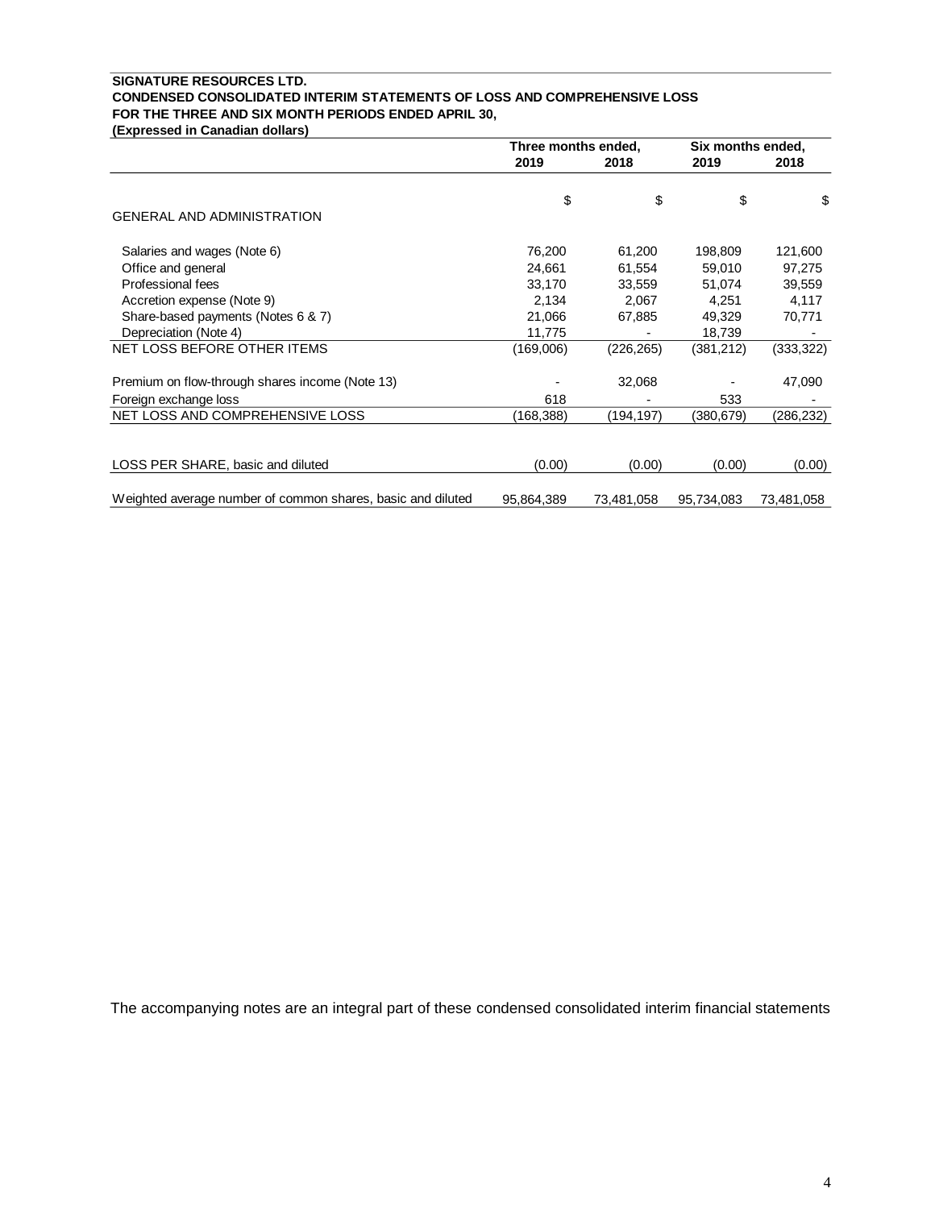**SIGNATURE RESOURCES LTD.**
**CONDENSED CONSOLIDATED INTERIM STATEMENTS OF LOSS AND COMPREHENSIVE LOSS**
**FOR THE THREE AND SIX MONTH PERIODS ENDED APRIL 30,**
**(Expressed in Canadian dollars)**

| | Three months ended, | | Six months ended, | |
|---|---|---|---|---|
| | **2019** | **2018** | **2019** | **2018** |
| | $ | $ | $ | $ |
| GENERAL AND ADMINISTRATION | | | | |
| Salaries and wages (Note 6) | 76,200 | 61,200 | 198,809 | 121,600 |
| Office and general | 24,661 | 61,554 | 59,010 | 97,275 |
| Professional fees | 33,170 | 33,559 | 51,074 | 39,559 |
| Accretion expense (Note 9) | 2,134 | 2,067 | 4,251 | 4,117 |
| Share-based payments (Notes 6 & 7) | 21,066 | 67,885 | 49,329 | 70,771 |
| Depreciation (Note 4) | 11,775 | - | 18,739 | - |
| NET LOSS BEFORE OTHER ITEMS | (169,006) | (226,265) | (381,212) | (333,322) |
| Premium on flow-through shares income (Note 13) | - | 32,068 | - | 47,090 |
| Foreign exchange loss | 618 | - | 533 | - |
| NET LOSS AND COMPREHENSIVE LOSS | (168,388) | (194,197) | (380,679) | (286,232) |
| LOSS PER SHARE, basic and diluted | (0.00) | (0.00) | (0.00) | (0.00) |
| Weighted average number of common shares, basic and diluted | 95,864,389 | 73,481,058 | 95,734,083 | 73,481,058 |

The accompanying notes are an integral part of these condensed consolidated interim financial statements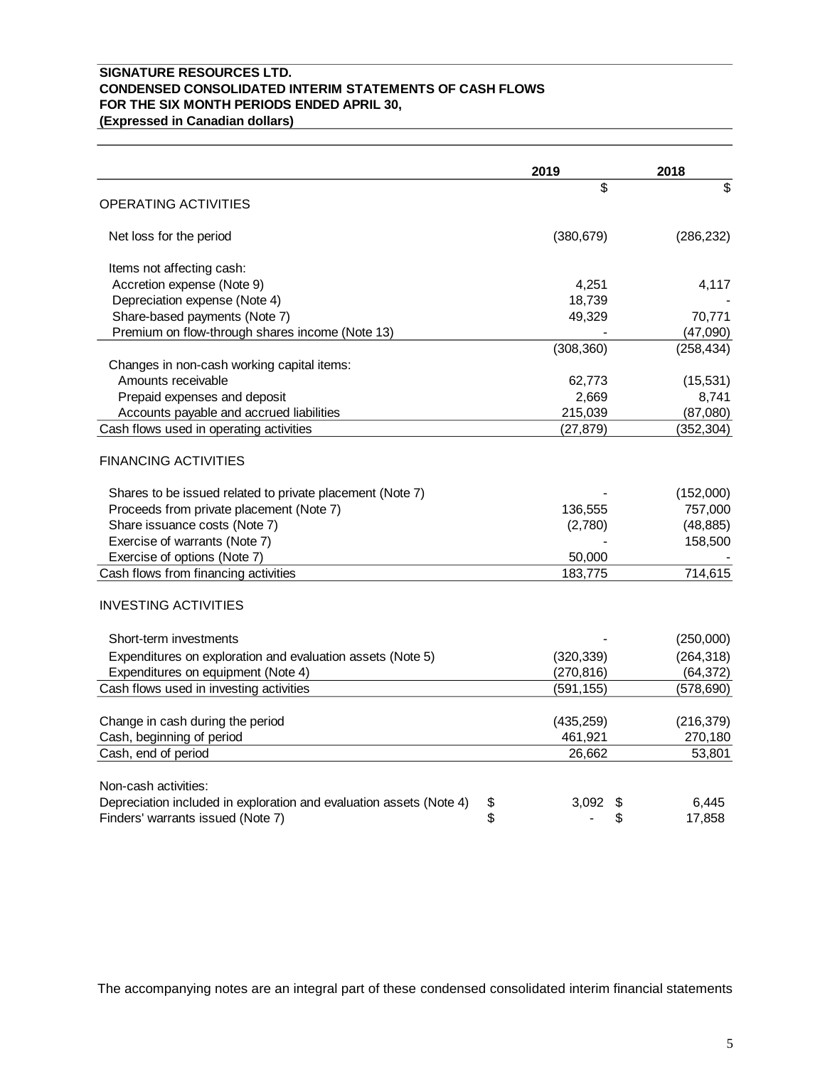**SIGNATURE RESOURCES LTD.**
**CONDENSED CONSOLIDATED INTERIM STATEMENTS OF CASH FLOWS**
**FOR THE SIX MONTH PERIODS ENDED APRIL 30,**
**(Expressed in Canadian dollars)**

| | 2019 | 2018 |
|---|---|---|
| | $ | $ |
| OPERATING ACTIVITIES | | |
| Net loss for the period | (380,679) | (286,232) |
| Items not affecting cash: | | |
| Accretion expense (Note 9) | 4,251 | 4,117 |
| Depreciation expense (Note 4) | 18,739 | - |
| Share-based payments (Note 7) | 49,329 | 70,771 |
| Premium on flow-through shares income (Note 13) | - | (47,090) |
| | (308,360) | (258,434) |
| Changes in non-cash working capital items: | | |
| Amounts receivable | 62,773 | (15,531) |
| Prepaid expenses and deposit | 2,669 | 8,741 |
| Accounts payable and accrued liabilities | 215,039 | (87,080) |
| Cash flows used in operating activities | (27,879) | (352,304) |
| FINANCING ACTIVITIES | | |
| Shares to be issued related to private placement (Note 7) | - | (152,000) |
| Proceeds from private placement (Note 7) | 136,555 | 757,000 |
| Share issuance costs (Note 7) | (2,780) | (48,885) |
| Exercise of warrants (Note 7) | - | 158,500 |
| Exercise of options (Note 7) | 50,000 | - |
| Cash flows from financing activities | 183,775 | 714,615 |
| INVESTING ACTIVITIES | | |
| Short-term investments | - | (250,000) |
| Expenditures on exploration and evaluation assets (Note 5) | (320,339) | (264,318) |
| Expenditures on equipment (Note 4) | (270,816) | (64,372) |
| Cash flows used in investing activities | (591,155) | (578,690) |
| Change in cash during the period | (435,259) | (216,379) |
| Cash, beginning of period | 461,921 | 270,180 |
| Cash, end of period | 26,662 | 53,801 |
| Non-cash activities: | | |
| Depreciation included in exploration and evaluation assets (Note 4) | $ 3,092 | $ 6,445 |
| Finders' warrants issued (Note 7) | $ - | $ 17,858 |

The accompanying notes are an integral part of these condensed consolidated interim financial statements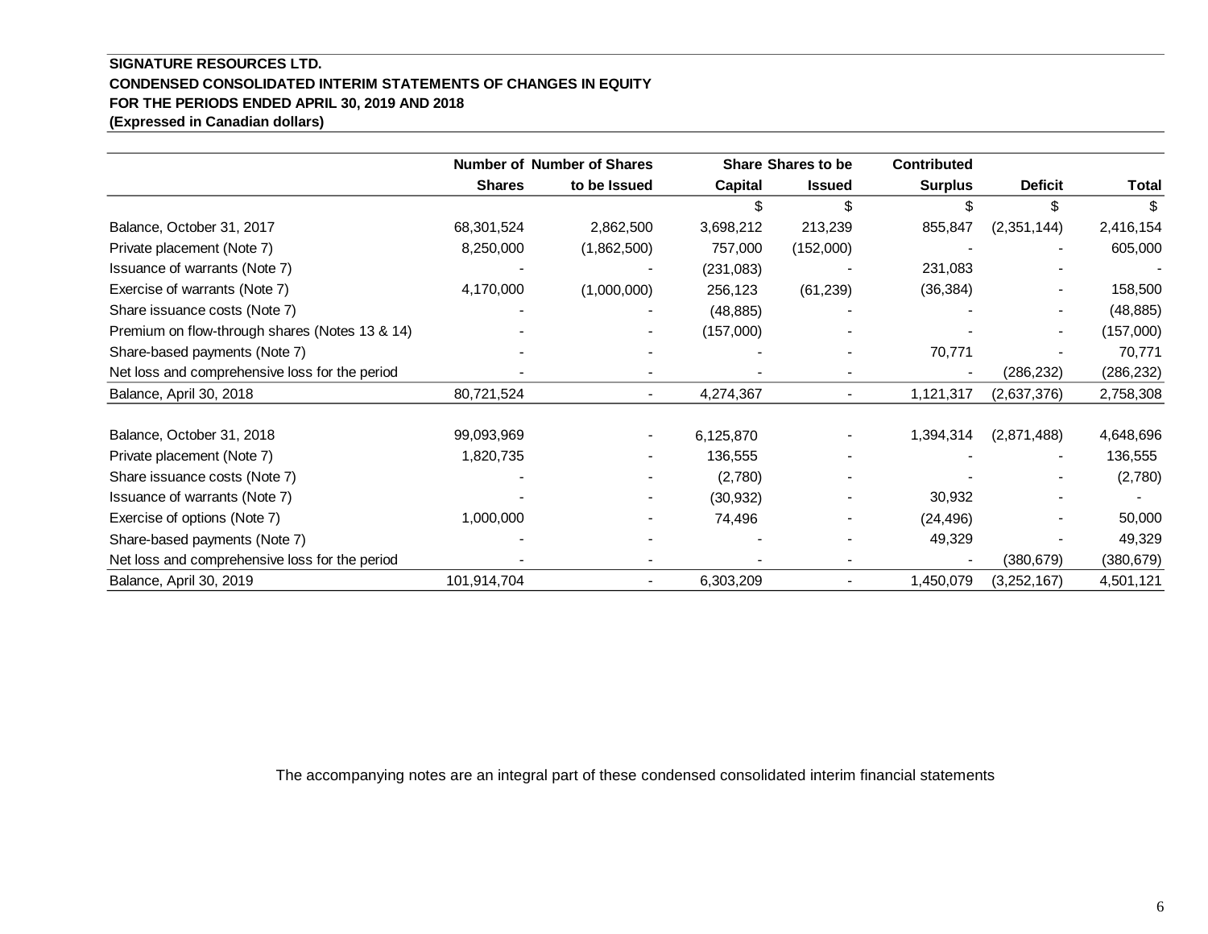**SIGNATURE RESOURCES LTD.**
**CONDENSED CONSOLIDATED INTERIM STATEMENTS OF CHANGES IN EQUITY**
**FOR THE PERIODS ENDED APRIL 30, 2019 AND 2018**
**(Expressed in Canadian dollars)**

| | Number of Shares | Number of Shares to be Issued | Share Capital | Shares to be Issued | Contributed Surplus | Deficit | Total |
|---|---|---|---|---|---|---|---|
| | | | $ | $ | $ | $ | $ |
| Balance, October 31, 2017 | 68,301,524 | 2,862,500 | 3,698,212 | 213,239 | 855,847 | (2,351,144) | 2,416,154 |
| Private placement (Note 7) | 8,250,000 | (1,862,500) | 757,000 | (152,000) | - | - | 605,000 |
| Issuance of warrants (Note 7) | - | - | (231,083) | - | 231,083 | - | - |
| Exercise of warrants (Note 7) | 4,170,000 | (1,000,000) | 256,123 | (61,239) | (36,384) | - | 158,500 |
| Share issuance costs (Note 7) | - | - | (48,885) | - | - | - | (48,885) |
| Premium on flow-through shares (Notes 13 & 14) | - | - | (157,000) | - | - | - | (157,000) |
| Share-based payments (Note 7) | - | - | - | - | 70,771 | - | 70,771 |
| Net loss and comprehensive loss for the period | - | - | - | - | - | (286,232) | (286,232) |
| Balance, April 30, 2018 | 80,721,524 | - | 4,274,367 | - | 1,121,317 | (2,637,376) | 2,758,308 |
| | | | | | | | |
| Balance, October 31, 2018 | 99,093,969 | - | 6,125,870 | - | 1,394,314 | (2,871,488) | 4,648,696 |
| Private placement (Note 7) | 1,820,735 | - | 136,555 | - | - | - | 136,555 |
| Share issuance costs (Note 7) | - | - | (2,780) | - | - | - | (2,780) |
| Issuance of warrants (Note 7) | - | - | (30,932) | - | 30,932 | - | - |
| Exercise of options (Note 7) | 1,000,000 | - | 74,496 | - | (24,496) | - | 50,000 |
| Share-based payments (Note 7) | - | - | - | - | 49,329 | - | 49,329 |
| Net loss and comprehensive loss for the period | - | - | - | - | - | (380,679) | (380,679) |
| Balance, April 30, 2019 | 101,914,704 | - | 6,303,209 | - | 1,450,079 | (3,252,167) | 4,501,121 |

The accompanying notes are an integral part of these condensed consolidated interim financial statements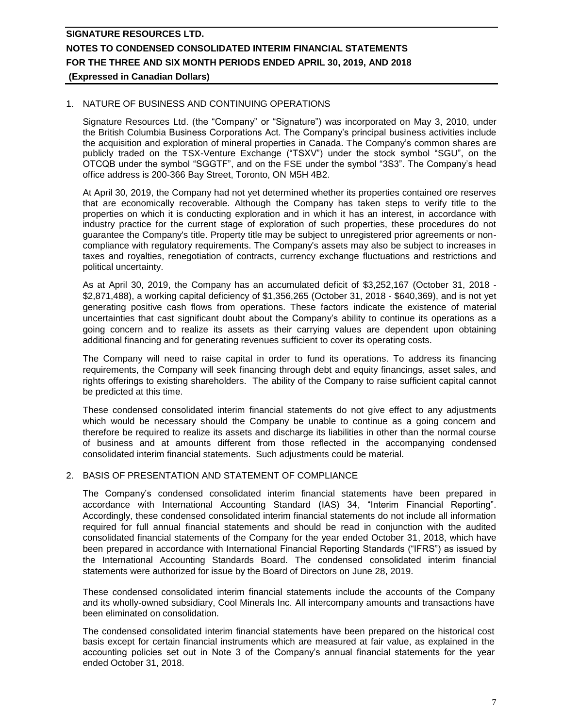# SIGNATURE RESOURCES LTD.
# NOTES TO CONDENSED CONSOLIDATED INTERIM FINANCIAL STATEMENTS
# FOR THE THREE AND SIX MONTH PERIODS ENDED APRIL 30, 2019, AND 2018
**(Expressed in Canadian Dollars)**

## 1. NATURE OF BUSINESS AND CONTINUING OPERATIONS

Signature Resources Ltd. (the "Company" or "Signature") was incorporated on May 3, 2010, under the British Columbia Business Corporations Act. The Company's principal business activities include the acquisition and exploration of mineral properties in Canada. The Company's common shares are publicly traded on the TSX-Venture Exchange ("TSXV") under the stock symbol "SGU", on the OTCQB under the symbol "SGGTF", and on the FSE under the symbol "3S3". The Company's head office address is 200-366 Bay Street, Toronto, ON M5H 4B2.

At April 30, 2019, the Company had not yet determined whether its properties contained ore reserves that are economically recoverable. Although the Company has taken steps to verify title to the properties on which it is conducting exploration and in which it has an interest, in accordance with industry practice for the current stage of exploration of such properties, these procedures do not guarantee the Company's title. Property title may be subject to unregistered prior agreements or non-compliance with regulatory requirements. The Company's assets may also be subject to increases in taxes and royalties, renegotiation of contracts, currency exchange fluctuations and restrictions and political uncertainty.

As at April 30, 2019, the Company has an accumulated deficit of $3,252,167 (October 31, 2018 - $2,871,488), a working capital deficiency of $1,356,265 (October 31, 2018 - $640,369), and is not yet generating positive cash flows from operations. These factors indicate the existence of material uncertainties that cast significant doubt about the Company's ability to continue its operations as a going concern and to realize its assets as their carrying values are dependent upon obtaining additional financing and for generating revenues sufficient to cover its operating costs.

The Company will need to raise capital in order to fund its operations. To address its financing requirements, the Company will seek financing through debt and equity financings, asset sales, and rights offerings to existing shareholders. The ability of the Company to raise sufficient capital cannot be predicted at this time.

These condensed consolidated interim financial statements do not give effect to any adjustments which would be necessary should the Company be unable to continue as a going concern and therefore be required to realize its assets and discharge its liabilities in other than the normal course of business and at amounts different from those reflected in the accompanying condensed consolidated interim financial statements. Such adjustments could be material.

## 2. BASIS OF PRESENTATION AND STATEMENT OF COMPLIANCE

The Company's condensed consolidated interim financial statements have been prepared in accordance with International Accounting Standard (IAS) 34, "Interim Financial Reporting". Accordingly, these condensed consolidated interim financial statements do not include all information required for full annual financial statements and should be read in conjunction with the audited consolidated financial statements of the Company for the year ended October 31, 2018, which have been prepared in accordance with International Financial Reporting Standards ("IFRS") as issued by the International Accounting Standards Board. The condensed consolidated interim financial statements were authorized for issue by the Board of Directors on June 28, 2019.

These condensed consolidated interim financial statements include the accounts of the Company and its wholly-owned subsidiary, Cool Minerals Inc. All intercompany amounts and transactions have been eliminated on consolidation.

The condensed consolidated interim financial statements have been prepared on the historical cost basis except for certain financial instruments which are measured at fair value, as explained in the accounting policies set out in Note 3 of the Company's annual financial statements for the year ended October 31, 2018.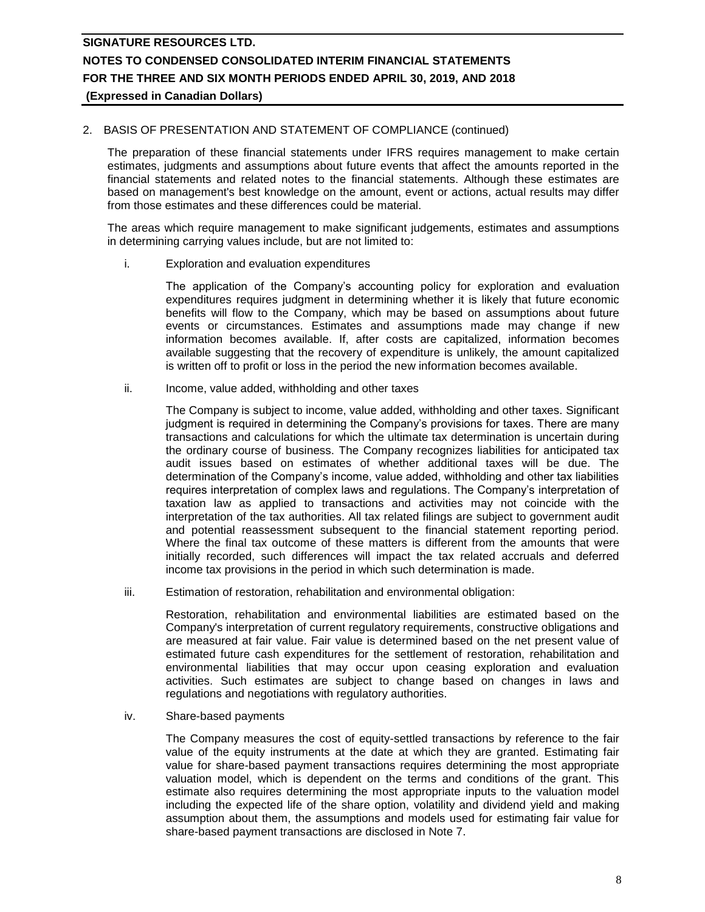## 2. BASIS OF PRESENTATION AND STATEMENT OF COMPLIANCE (continued)

The preparation of these financial statements under IFRS requires management to make certain estimates, judgments and assumptions about future events that affect the amounts reported in the financial statements and related notes to the financial statements. Although these estimates are based on management's best knowledge on the amount, event or actions, actual results may differ from those estimates and these differences could be material.

The areas which require management to make significant judgements, estimates and assumptions in determining carrying values include, but are not limited to:

i. Exploration and evaluation expenditures

   The application of the Company's accounting policy for exploration and evaluation expenditures requires judgment in determining whether it is likely that future economic benefits will flow to the Company, which may be based on assumptions about future events or circumstances. Estimates and assumptions made may change if new information becomes available. If, after costs are capitalized, information becomes available suggesting that the recovery of expenditure is unlikely, the amount capitalized is written off to profit or loss in the period the new information becomes available.

ii. Income, value added, withholding and other taxes

   The Company is subject to income, value added, withholding and other taxes. Significant judgment is required in determining the Company's provisions for taxes. There are many transactions and calculations for which the ultimate tax determination is uncertain during the ordinary course of business. The Company recognizes liabilities for anticipated tax audit issues based on estimates of whether additional taxes will be due. The determination of the Company's income, value added, withholding and other tax liabilities requires interpretation of complex laws and regulations. The Company's interpretation of taxation law as applied to transactions and activities may not coincide with the interpretation of the tax authorities. All tax related filings are subject to government audit and potential reassessment subsequent to the financial statement reporting period. Where the final tax outcome of these matters is different from the amounts that were initially recorded, such differences will impact the tax related accruals and deferred income tax provisions in the period in which such determination is made.

iii. Estimation of restoration, rehabilitation and environmental obligation:

   Restoration, rehabilitation and environmental liabilities are estimated based on the Company's interpretation of current regulatory requirements, constructive obligations and are measured at fair value. Fair value is determined based on the net present value of estimated future cash expenditures for the settlement of restoration, rehabilitation and environmental liabilities that may occur upon ceasing exploration and evaluation activities. Such estimates are subject to change based on changes in laws and regulations and negotiations with regulatory authorities.

iv. Share-based payments

   The Company measures the cost of equity-settled transactions by reference to the fair value of the equity instruments at the date at which they are granted. Estimating fair value for share-based payment transactions requires determining the most appropriate valuation model, which is dependent on the terms and conditions of the grant. This estimate also requires determining the most appropriate inputs to the valuation model including the expected life of the share option, volatility and dividend yield and making assumption about them, the assumptions and models used for estimating fair value for share-based payment transactions are disclosed in Note 7.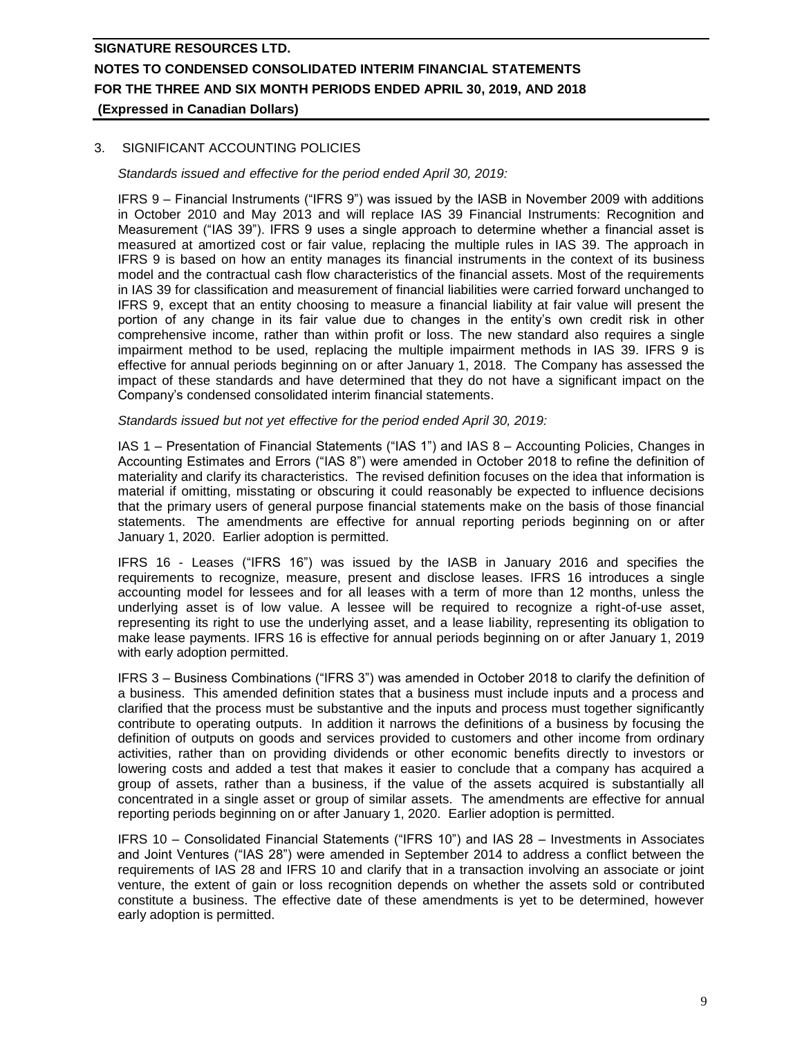## 3. SIGNIFICANT ACCOUNTING POLICIES

*Standards issued and effective for the period ended April 30, 2019:*

IFRS 9 – Financial Instruments ("IFRS 9") was issued by the IASB in November 2009 with additions in October 2010 and May 2013 and will replace IAS 39 Financial Instruments: Recognition and Measurement ("IAS 39"). IFRS 9 uses a single approach to determine whether a financial asset is measured at amortized cost or fair value, replacing the multiple rules in IAS 39. The approach in IFRS 9 is based on how an entity manages its financial instruments in the context of its business model and the contractual cash flow characteristics of the financial assets. Most of the requirements in IAS 39 for classification and measurement of financial liabilities were carried forward unchanged to IFRS 9, except that an entity choosing to measure a financial liability at fair value will present the portion of any change in its fair value due to changes in the entity's own credit risk in other comprehensive income, rather than within profit or loss. The new standard also requires a single impairment method to be used, replacing the multiple impairment methods in IAS 39. IFRS 9 is effective for annual periods beginning on or after January 1, 2018. The Company has assessed the impact of these standards and have determined that they do not have a significant impact on the Company's condensed consolidated interim financial statements.

*Standards issued but not yet effective for the period ended April 30, 2019:*

IAS 1 – Presentation of Financial Statements ("IAS 1") and IAS 8 – Accounting Policies, Changes in Accounting Estimates and Errors ("IAS 8") were amended in October 2018 to refine the definition of materiality and clarify its characteristics. The revised definition focuses on the idea that information is material if omitting, misstating or obscuring it could reasonably be expected to influence decisions that the primary users of general purpose financial statements make on the basis of those financial statements. The amendments are effective for annual reporting periods beginning on or after January 1, 2020. Earlier adoption is permitted.

IFRS 16 - Leases ("IFRS 16") was issued by the IASB in January 2016 and specifies the requirements to recognize, measure, present and disclose leases. IFRS 16 introduces a single accounting model for lessees and for all leases with a term of more than 12 months, unless the underlying asset is of low value. A lessee will be required to recognize a right-of-use asset, representing its right to use the underlying asset, and a lease liability, representing its obligation to make lease payments. IFRS 16 is effective for annual periods beginning on or after January 1, 2019 with early adoption permitted.

IFRS 3 – Business Combinations ("IFRS 3") was amended in October 2018 to clarify the definition of a business. This amended definition states that a business must include inputs and a process and clarified that the process must be substantive and the inputs and process must together significantly contribute to operating outputs. In addition it narrows the definitions of a business by focusing the definition of outputs on goods and services provided to customers and other income from ordinary activities, rather than on providing dividends or other economic benefits directly to investors or lowering costs and added a test that makes it easier to conclude that a company has acquired a group of assets, rather than a business, if the value of the assets acquired is substantially all concentrated in a single asset or group of similar assets. The amendments are effective for annual reporting periods beginning on or after January 1, 2020. Earlier adoption is permitted.

IFRS 10 – Consolidated Financial Statements ("IFRS 10") and IAS 28 – Investments in Associates and Joint Ventures ("IAS 28") were amended in September 2014 to address a conflict between the requirements of IAS 28 and IFRS 10 and clarify that in a transaction involving an associate or joint venture, the extent of gain or loss recognition depends on whether the assets sold or contributed constitute a business. The effective date of these amendments is yet to be determined, however early adoption is permitted.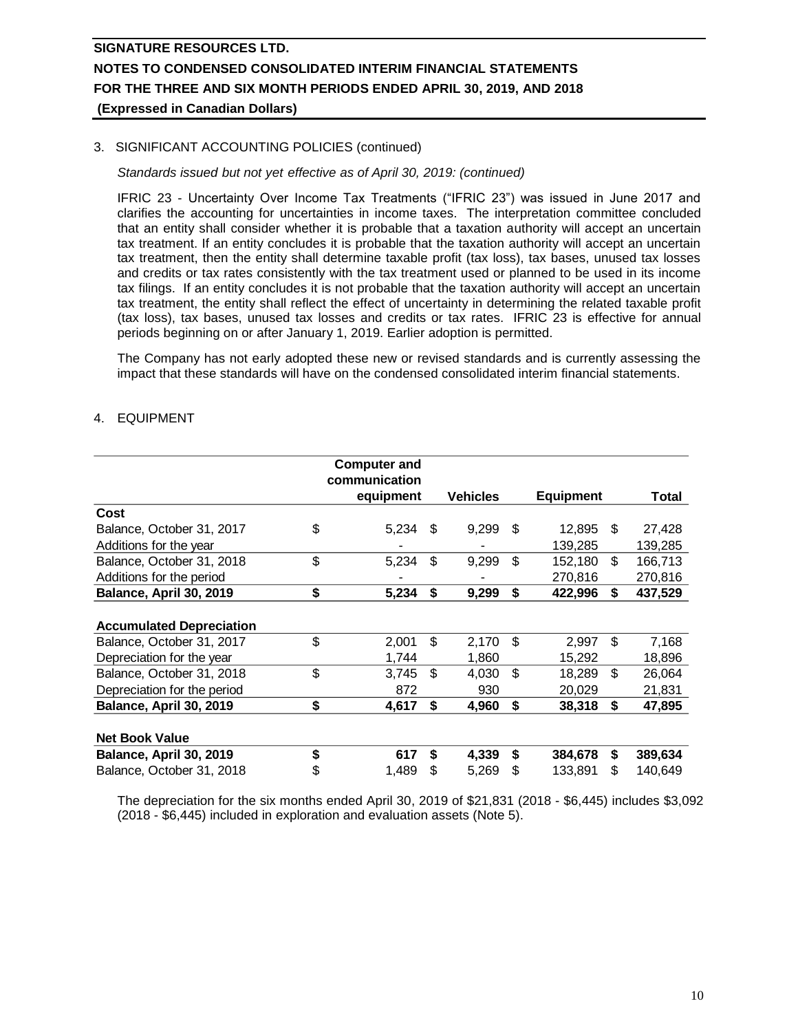3. SIGNIFICANT ACCOUNTING POLICIES (continued)

*Standards issued but not yet effective as of April 30, 2019: (continued)*

IFRIC 23 - Uncertainty Over Income Tax Treatments ("IFRIC 23") was issued in June 2017 and clarifies the accounting for uncertainties in income taxes. The interpretation committee concluded that an entity shall consider whether it is probable that a taxation authority will accept an uncertain tax treatment. If an entity concludes it is probable that the taxation authority will accept an uncertain tax treatment, then the entity shall determine taxable profit (tax loss), tax bases, unused tax losses and credits or tax rates consistently with the tax treatment used or planned to be used in its income tax filings. If an entity concludes it is not probable that the taxation authority will accept an uncertain tax treatment, the entity shall reflect the effect of uncertainty in determining the related taxable profit (tax loss), tax bases, unused tax losses and credits or tax rates. IFRIC 23 is effective for annual periods beginning on or after January 1, 2019. Earlier adoption is permitted.

The Company has not early adopted these new or revised standards and is currently assessing the impact that these standards will have on the condensed consolidated interim financial statements.

4. EQUIPMENT

| | Computer and communication equipment | Vehicles | Equipment | Total |
|---|---|---|---|---|
| **Cost** | | | | |
| Balance, October 31, 2017 | $ 5,234 | $ 9,299 | $ 12,895 | $ 27,428 |
| Additions for the year | - | - | 139,285 | 139,285 |
| Balance, October 31, 2018 | $ 5,234 | $ 9,299 | $ 152,180 | $ 166,713 |
| Additions for the period | - | - | 270,816 | 270,816 |
| **Balance, April 30, 2019** | **$ 5,234** | **$ 9,299** | **$ 422,996** | **$ 437,529** |
| | | | | |
| **Accumulated Depreciation** | | | | |
| Balance, October 31, 2017 | $ 2,001 | $ 2,170 | $ 2,997 | $ 7,168 |
| Depreciation for the year | 1,744 | 1,860 | 15,292 | 18,896 |
| Balance, October 31, 2018 | $ 3,745 | $ 4,030 | $ 18,289 | $ 26,064 |
| Depreciation for the period | 872 | 930 | 20,029 | 21,831 |
| **Balance, April 30, 2019** | **$ 4,617** | **$ 4,960** | **$ 38,318** | **$ 47,895** |
| | | | | |
| **Net Book Value** | | | | |
| **Balance, April 30, 2019** | **$ 617** | **$ 4,339** | **$ 384,678** | **$ 389,634** |
| Balance, October 31, 2018 | $ 1,489 | $ 5,269 | $ 133,891 | $ 140,649 |

The depreciation for the six months ended April 30, 2019 of $21,831 (2018 - $6,445) includes $3,092 (2018 - $6,445) included in exploration and evaluation assets (Note 5).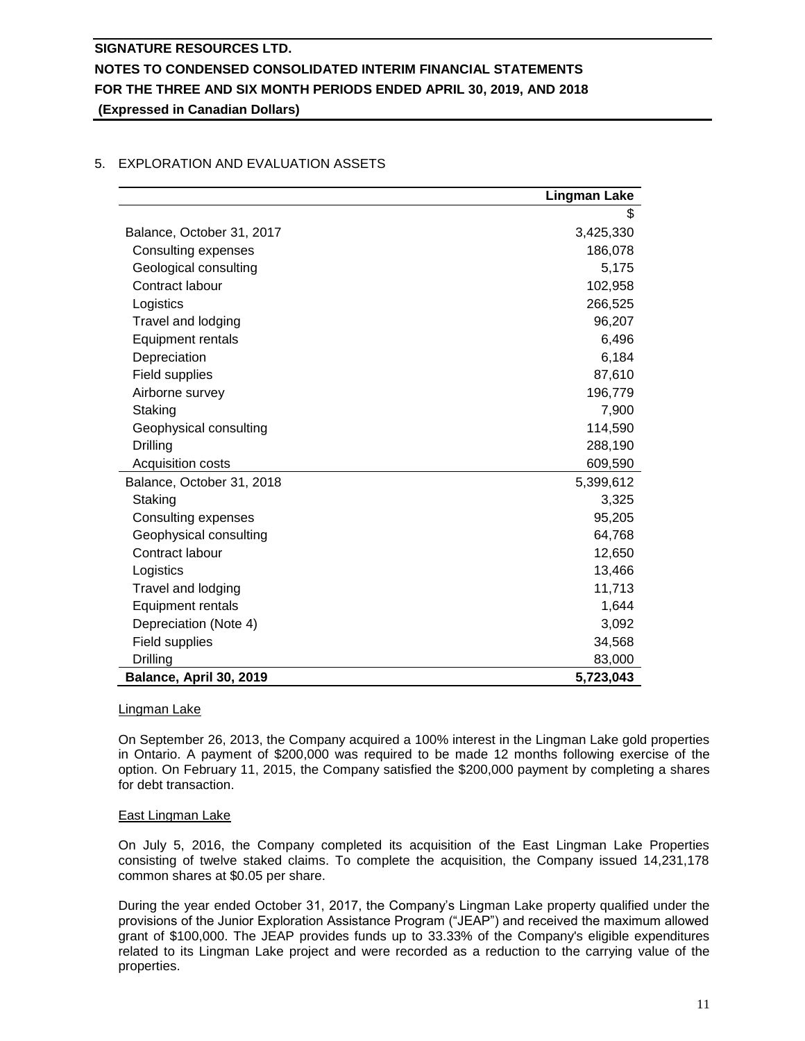## 5. EXPLORATION AND EVALUATION ASSETS

| | Lingman Lake |
|---|---|
| | $ |
| Balance, October 31, 2017 | 3,425,330 |
| Consulting expenses | 186,078 |
| Geological consulting | 5,175 |
| Contract labour | 102,958 |
| Logistics | 266,525 |
| Travel and lodging | 96,207 |
| Equipment rentals | 6,496 |
| Depreciation | 6,184 |
| Field supplies | 87,610 |
| Airborne survey | 196,779 |
| Staking | 7,900 |
| Geophysical consulting | 114,590 |
| Drilling | 288,190 |
| Acquisition costs | 609,590 |
| Balance, October 31, 2018 | 5,399,612 |
| Staking | 3,325 |
| Consulting expenses | 95,205 |
| Geophysical consulting | 64,768 |
| Contract labour | 12,650 |
| Logistics | 13,466 |
| Travel and lodging | 11,713 |
| Equipment rentals | 1,644 |
| Depreciation (Note 4) | 3,092 |
| Field supplies | 34,568 |
| Drilling | 83,000 |
| **Balance, April 30, 2019** | **5,723,043** |

Lingman Lake

On September 26, 2013, the Company acquired a 100% interest in the Lingman Lake gold properties in Ontario. A payment of $200,000 was required to be made 12 months following exercise of the option. On February 11, 2015, the Company satisfied the $200,000 payment by completing a shares for debt transaction.

East Lingman Lake

On July 5, 2016, the Company completed its acquisition of the East Lingman Lake Properties consisting of twelve staked claims. To complete the acquisition, the Company issued 14,231,178 common shares at $0.05 per share.

During the year ended October 31, 2017, the Company's Lingman Lake property qualified under the provisions of the Junior Exploration Assistance Program ("JEAP") and received the maximum allowed grant of $100,000. The JEAP provides funds up to 33.33% of the Company's eligible expenditures related to its Lingman Lake project and were recorded as a reduction to the carrying value of the properties.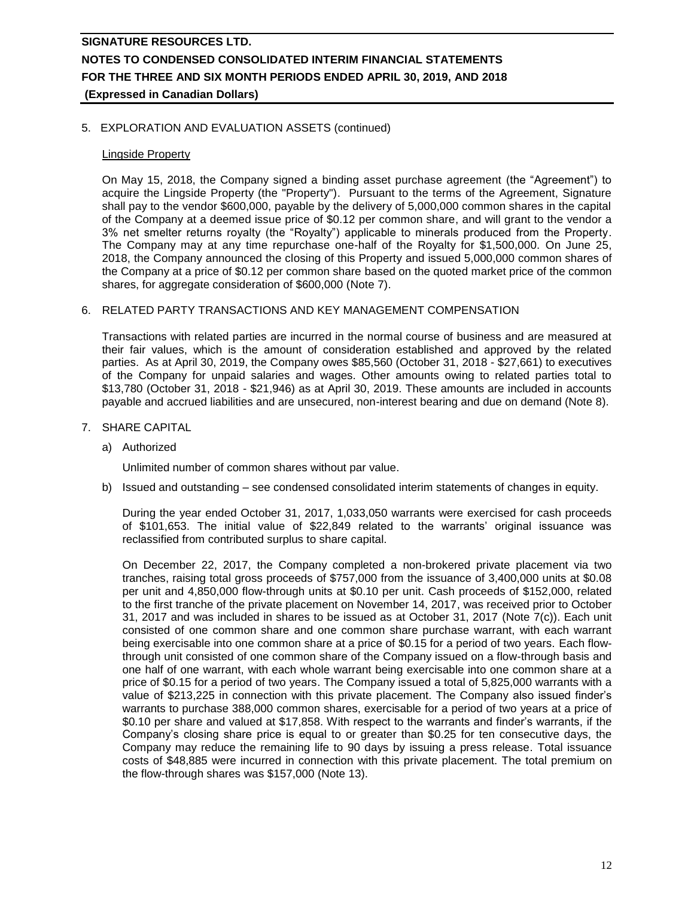## 5. EXPLORATION AND EVALUATION ASSETS (continued)

### Lingside Property

On May 15, 2018, the Company signed a binding asset purchase agreement (the "Agreement") to acquire the Lingside Property (the "Property"). Pursuant to the terms of the Agreement, Signature shall pay to the vendor $600,000, payable by the delivery of 5,000,000 common shares in the capital of the Company at a deemed issue price of $0.12 per common share, and will grant to the vendor a 3% net smelter returns royalty (the "Royalty") applicable to minerals produced from the Property. The Company may at any time repurchase one-half of the Royalty for $1,500,000. On June 25, 2018, the Company announced the closing of this Property and issued 5,000,000 common shares of the Company at a price of $0.12 per common share based on the quoted market price of the common shares, for aggregate consideration of $600,000 (Note 7).

## 6. RELATED PARTY TRANSACTIONS AND KEY MANAGEMENT COMPENSATION

Transactions with related parties are incurred in the normal course of business and are measured at their fair values, which is the amount of consideration established and approved by the related parties. As at April 30, 2019, the Company owes $85,560 (October 31, 2018 - $27,661) to executives of the Company for unpaid salaries and wages. Other amounts owing to related parties total to $13,780 (October 31, 2018 - $21,946) as at April 30, 2019. These amounts are included in accounts payable and accrued liabilities and are unsecured, non-interest bearing and due on demand (Note 8).

## 7. SHARE CAPITAL

a) Authorized

Unlimited number of common shares without par value.

b) Issued and outstanding – see condensed consolidated interim statements of changes in equity.

During the year ended October 31, 2017, 1,033,050 warrants were exercised for cash proceeds of $101,653. The initial value of $22,849 related to the warrants' original issuance was reclassified from contributed surplus to share capital.

On December 22, 2017, the Company completed a non-brokered private placement via two tranches, raising total gross proceeds of $757,000 from the issuance of 3,400,000 units at $0.08 per unit and 4,850,000 flow-through units at $0.10 per unit. Cash proceeds of $152,000, related to the first tranche of the private placement on November 14, 2017, was received prior to October 31, 2017 and was included in shares to be issued as at October 31, 2017 (Note 7(c)). Each unit consisted of one common share and one common share purchase warrant, with each warrant being exercisable into one common share at a price of $0.15 for a period of two years. Each flow-through unit consisted of one common share of the Company issued on a flow-through basis and one half of one warrant, with each whole warrant being exercisable into one common share at a price of $0.15 for a period of two years. The Company issued a total of 5,825,000 warrants with a value of $213,225 in connection with this private placement. The Company also issued finder's warrants to purchase 388,000 common shares, exercisable for a period of two years at a price of $0.10 per share and valued at $17,858. With respect to the warrants and finder's warrants, if the Company's closing share price is equal to or greater than $0.25 for ten consecutive days, the Company may reduce the remaining life to 90 days by issuing a press release. Total issuance costs of $48,885 were incurred in connection with this private placement. The total premium on the flow-through shares was $157,000 (Note 13).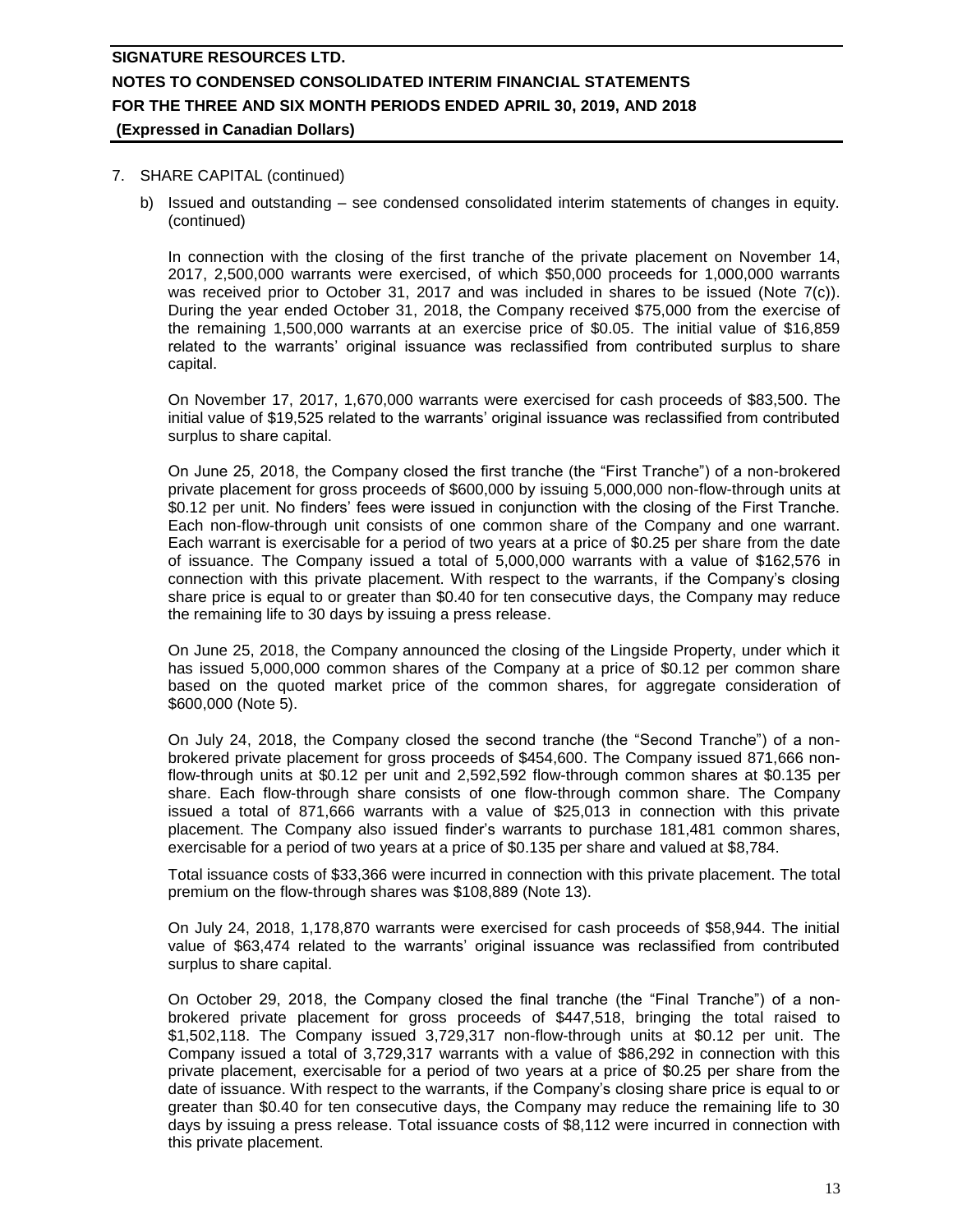7. SHARE CAPITAL (continued)

   b) Issued and outstanding – see condensed consolidated interim statements of changes in equity. (continued)

   In connection with the closing of the first tranche of the private placement on November 14, 2017, 2,500,000 warrants were exercised, of which $50,000 proceeds for 1,000,000 warrants was received prior to October 31, 2017 and was included in shares to be issued (Note 7(c)). During the year ended October 31, 2018, the Company received $75,000 from the exercise of the remaining 1,500,000 warrants at an exercise price of $0.05. The initial value of $16,859 related to the warrants' original issuance was reclassified from contributed surplus to share capital.

   On November 17, 2017, 1,670,000 warrants were exercised for cash proceeds of $83,500. The initial value of $19,525 related to the warrants' original issuance was reclassified from contributed surplus to share capital.

   On June 25, 2018, the Company closed the first tranche (the "First Tranche") of a non-brokered private placement for gross proceeds of $600,000 by issuing 5,000,000 non-flow-through units at $0.12 per unit. No finders' fees were issued in conjunction with the closing of the First Tranche. Each non-flow-through unit consists of one common share of the Company and one warrant. Each warrant is exercisable for a period of two years at a price of $0.25 per share from the date of issuance. The Company issued a total of 5,000,000 warrants with a value of $162,576 in connection with this private placement. With respect to the warrants, if the Company's closing share price is equal to or greater than $0.40 for ten consecutive days, the Company may reduce the remaining life to 30 days by issuing a press release.

   On June 25, 2018, the Company announced the closing of the Lingside Property, under which it has issued 5,000,000 common shares of the Company at a price of $0.12 per common share based on the quoted market price of the common shares, for aggregate consideration of $600,000 (Note 5).

   On July 24, 2018, the Company closed the second tranche (the "Second Tranche") of a non-brokered private placement for gross proceeds of $454,600. The Company issued 871,666 non-flow-through units at $0.12 per unit and 2,592,592 flow-through common shares at $0.135 per share. Each flow-through share consists of one flow-through common share. The Company issued a total of 871,666 warrants with a value of $25,013 in connection with this private placement. The Company also issued finder's warrants to purchase 181,481 common shares, exercisable for a period of two years at a price of $0.135 per share and valued at $8,784.

   Total issuance costs of $33,366 were incurred in connection with this private placement. The total premium on the flow-through shares was $108,889 (Note 13).

   On July 24, 2018, 1,178,870 warrants were exercised for cash proceeds of $58,944. The initial value of $63,474 related to the warrants' original issuance was reclassified from contributed surplus to share capital.

   On October 29, 2018, the Company closed the final tranche (the "Final Tranche") of a non-brokered private placement for gross proceeds of $447,518, bringing the total raised to $1,502,118. The Company issued 3,729,317 non-flow-through units at $0.12 per unit. The Company issued a total of 3,729,317 warrants with a value of $86,292 in connection with this private placement, exercisable for a period of two years at a price of $0.25 per share from the date of issuance. With respect to the warrants, if the Company's closing share price is equal to or greater than $0.40 for ten consecutive days, the Company may reduce the remaining life to 30 days by issuing a press release. Total issuance costs of $8,112 were incurred in connection with this private placement.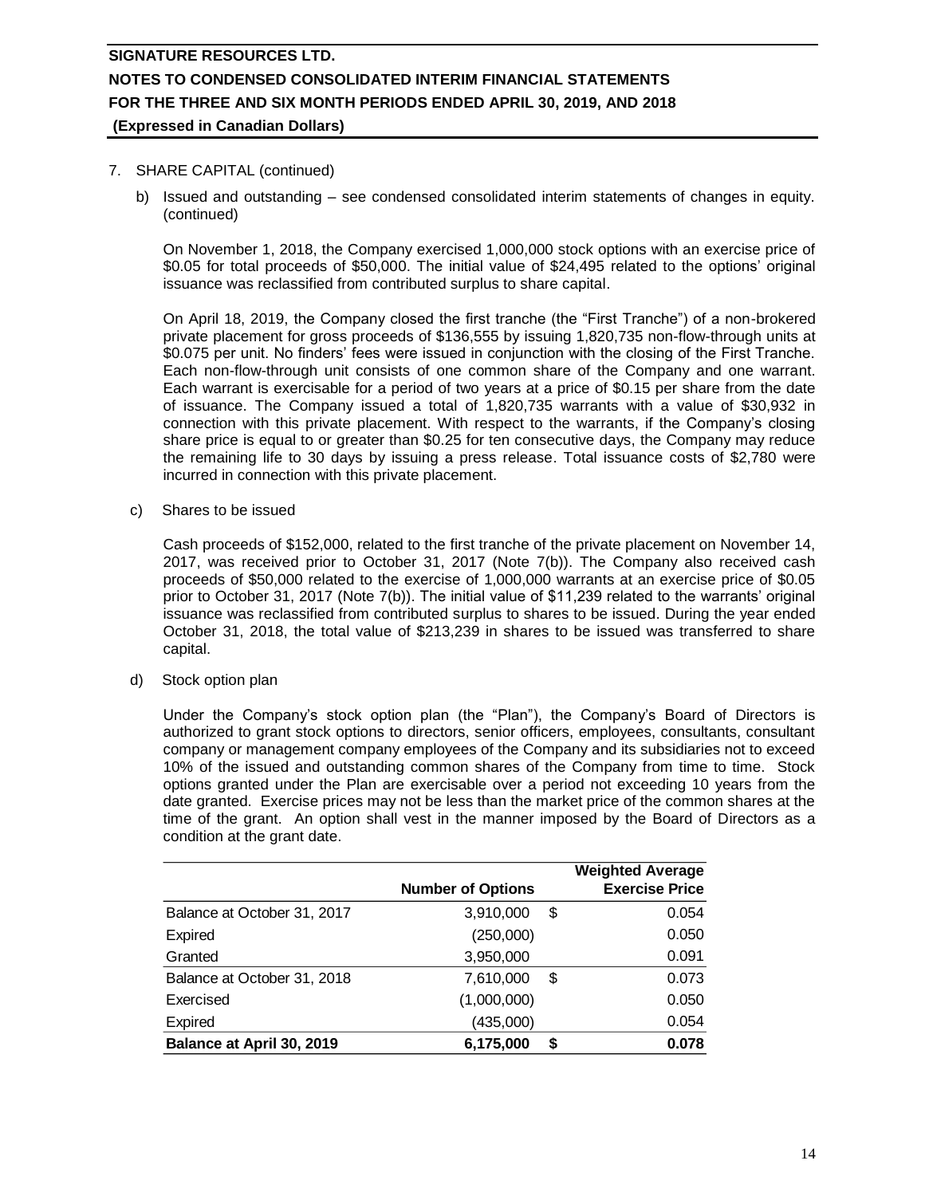7. SHARE CAPITAL (continued)

b) Issued and outstanding – see condensed consolidated interim statements of changes in equity. (continued)

On November 1, 2018, the Company exercised 1,000,000 stock options with an exercise price of $0.05 for total proceeds of $50,000. The initial value of $24,495 related to the options' original issuance was reclassified from contributed surplus to share capital.

On April 18, 2019, the Company closed the first tranche (the "First Tranche") of a non-brokered private placement for gross proceeds of $136,555 by issuing 1,820,735 non-flow-through units at $0.075 per unit. No finders' fees were issued in conjunction with the closing of the First Tranche. Each non-flow-through unit consists of one common share of the Company and one warrant. Each warrant is exercisable for a period of two years at a price of $0.15 per share from the date of issuance. The Company issued a total of 1,820,735 warrants with a value of $30,932 in connection with this private placement. With respect to the warrants, if the Company's closing share price is equal to or greater than $0.25 for ten consecutive days, the Company may reduce the remaining life to 30 days by issuing a press release. Total issuance costs of $2,780 were incurred in connection with this private placement.

c) Shares to be issued

Cash proceeds of $152,000, related to the first tranche of the private placement on November 14, 2017, was received prior to October 31, 2017 (Note 7(b)). The Company also received cash proceeds of $50,000 related to the exercise of 1,000,000 warrants at an exercise price of $0.05 prior to October 31, 2017 (Note 7(b)). The initial value of $11,239 related to the warrants' original issuance was reclassified from contributed surplus to shares to be issued. During the year ended October 31, 2018, the total value of $213,239 in shares to be issued was transferred to share capital.

d) Stock option plan

Under the Company's stock option plan (the "Plan"), the Company's Board of Directors is authorized to grant stock options to directors, senior officers, employees, consultants, consultant company or management company employees of the Company and its subsidiaries not to exceed 10% of the issued and outstanding common shares of the Company from time to time. Stock options granted under the Plan are exercisable over a period not exceeding 10 years from the date granted. Exercise prices may not be less than the market price of the common shares at the time of the grant. An option shall vest in the manner imposed by the Board of Directors as a condition at the grant date.

| | Number of Options | Weighted Average Exercise Price |
|---|---|---|
| Balance at October 31, 2017 | 3,910,000 | $ 0.054 |
| Expired | (250,000) | 0.050 |
| Granted | 3,950,000 | 0.091 |
| Balance at October 31, 2018 | 7,610,000 | $ 0.073 |
| Exercised | (1,000,000) | 0.050 |
| Expired | (435,000) | 0.054 |
| **Balance at April 30, 2019** | **6,175,000** | **$ 0.078** |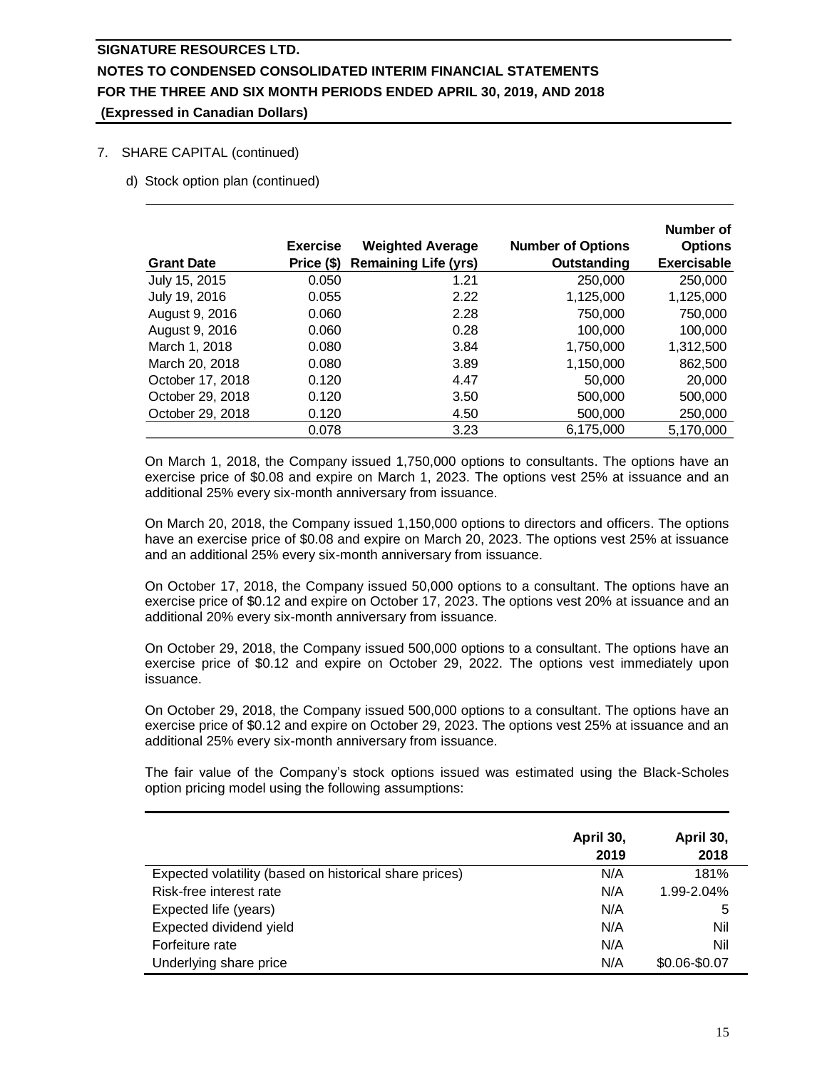7. SHARE CAPITAL (continued)

d) Stock option plan (continued)

| Grant Date | Exercise Price ($) | Weighted Average Remaining Life (yrs) | Number of Options Outstanding | Number of Options Exercisable |
|---|---|---|---|---|
| July 15, 2015 | 0.050 | 1.21 | 250,000 | 250,000 |
| July 19, 2016 | 0.055 | 2.22 | 1,125,000 | 1,125,000 |
| August 9, 2016 | 0.060 | 2.28 | 750,000 | 750,000 |
| August 9, 2016 | 0.060 | 0.28 | 100,000 | 100,000 |
| March 1, 2018 | 0.080 | 3.84 | 1,750,000 | 1,312,500 |
| March 20, 2018 | 0.080 | 3.89 | 1,150,000 | 862,500 |
| October 17, 2018 | 0.120 | 4.47 | 50,000 | 20,000 |
| October 29, 2018 | 0.120 | 3.50 | 500,000 | 500,000 |
| October 29, 2018 | 0.120 | 4.50 | 500,000 | 250,000 |
| | 0.078 | 3.23 | 6,175,000 | 5,170,000 |

On March 1, 2018, the Company issued 1,750,000 options to consultants. The options have an exercise price of $0.08 and expire on March 1, 2023. The options vest 25% at issuance and an additional 25% every six-month anniversary from issuance.

On March 20, 2018, the Company issued 1,150,000 options to directors and officers. The options have an exercise price of $0.08 and expire on March 20, 2023. The options vest 25% at issuance and an additional 25% every six-month anniversary from issuance.

On October 17, 2018, the Company issued 50,000 options to a consultant. The options have an exercise price of $0.12 and expire on October 17, 2023. The options vest 20% at issuance and an additional 20% every six-month anniversary from issuance.

On October 29, 2018, the Company issued 500,000 options to a consultant. The options have an exercise price of $0.12 and expire on October 29, 2022. The options vest immediately upon issuance.

On October 29, 2018, the Company issued 500,000 options to a consultant. The options have an exercise price of $0.12 and expire on October 29, 2023. The options vest 25% at issuance and an additional 25% every six-month anniversary from issuance.

The fair value of the Company's stock options issued was estimated using the Black-Scholes option pricing model using the following assumptions:

| | April 30, 2019 | April 30, 2018 |
|---|---|---|
| Expected volatility (based on historical share prices) | N/A | 181% |
| Risk-free interest rate | N/A | 1.99-2.04% |
| Expected life (years) | N/A | 5 |
| Expected dividend yield | N/A | Nil |
| Forfeiture rate | N/A | Nil |
| Underlying share price | N/A | $0.06-$0.07 |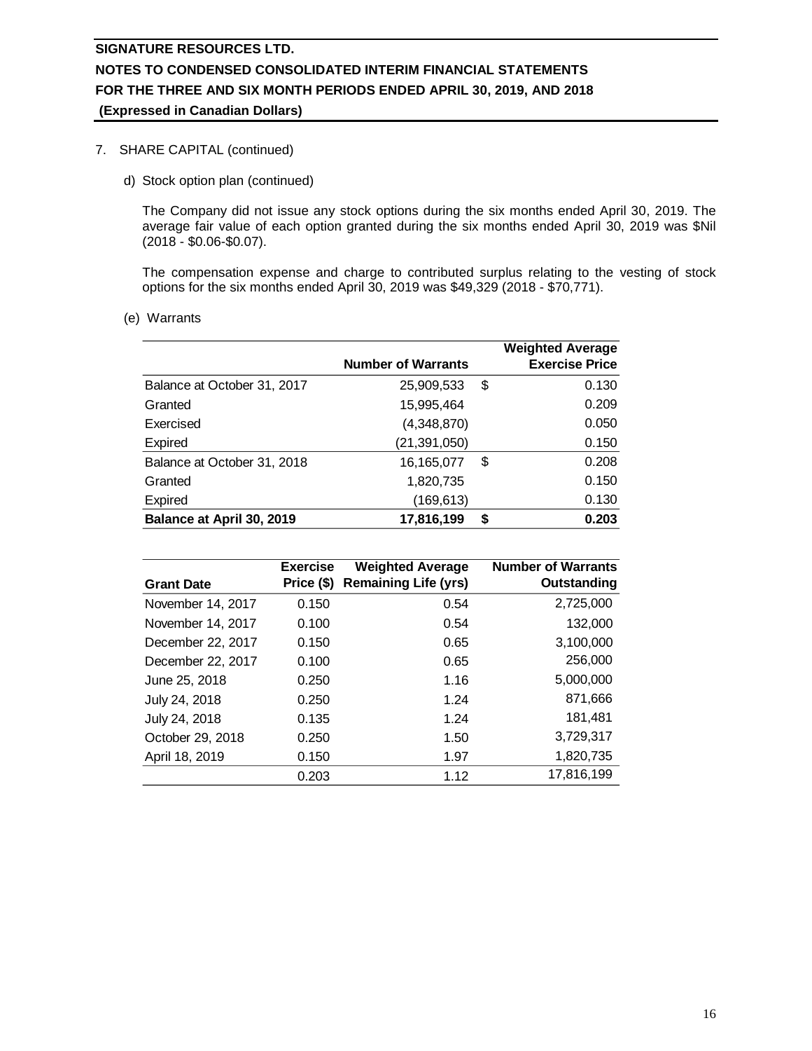7. SHARE CAPITAL (continued)

d) Stock option plan (continued)

The Company did not issue any stock options during the six months ended April 30, 2019. The average fair value of each option granted during the six months ended April 30, 2019 was $Nil (2018 - $0.06-$0.07).

The compensation expense and charge to contributed surplus relating to the vesting of stock options for the six months ended April 30, 2019 was $49,329 (2018 - $70,771).

(e) Warrants

| | Number of Warrants | Weighted Average Exercise Price |
|---|---|---|
| Balance at October 31, 2017 | 25,909,533 | $ 0.130 |
| Granted | 15,995,464 | 0.209 |
| Exercised | (4,348,870) | 0.050 |
| Expired | (21,391,050) | 0.150 |
| Balance at October 31, 2018 | 16,165,077 | $ 0.208 |
| Granted | 1,820,735 | 0.150 |
| Expired | (169,613) | 0.130 |
| **Balance at April 30, 2019** | **17,816,199** | **$ 0.203** |

| Grant Date | Exercise Price ($) | Weighted Average Remaining Life (yrs) | Number of Warrants Outstanding |
|---|---|---|---|
| November 14, 2017 | 0.150 | 0.54 | 2,725,000 |
| November 14, 2017 | 0.100 | 0.54 | 132,000 |
| December 22, 2017 | 0.150 | 0.65 | 3,100,000 |
| December 22, 2017 | 0.100 | 0.65 | 256,000 |
| June 25, 2018 | 0.250 | 1.16 | 5,000,000 |
| July 24, 2018 | 0.250 | 1.24 | 871,666 |
| July 24, 2018 | 0.135 | 1.24 | 181,481 |
| October 29, 2018 | 0.250 | 1.50 | 3,729,317 |
| April 18, 2019 | 0.150 | 1.97 | 1,820,735 |
| | 0.203 | 1.12 | 17,816,199 |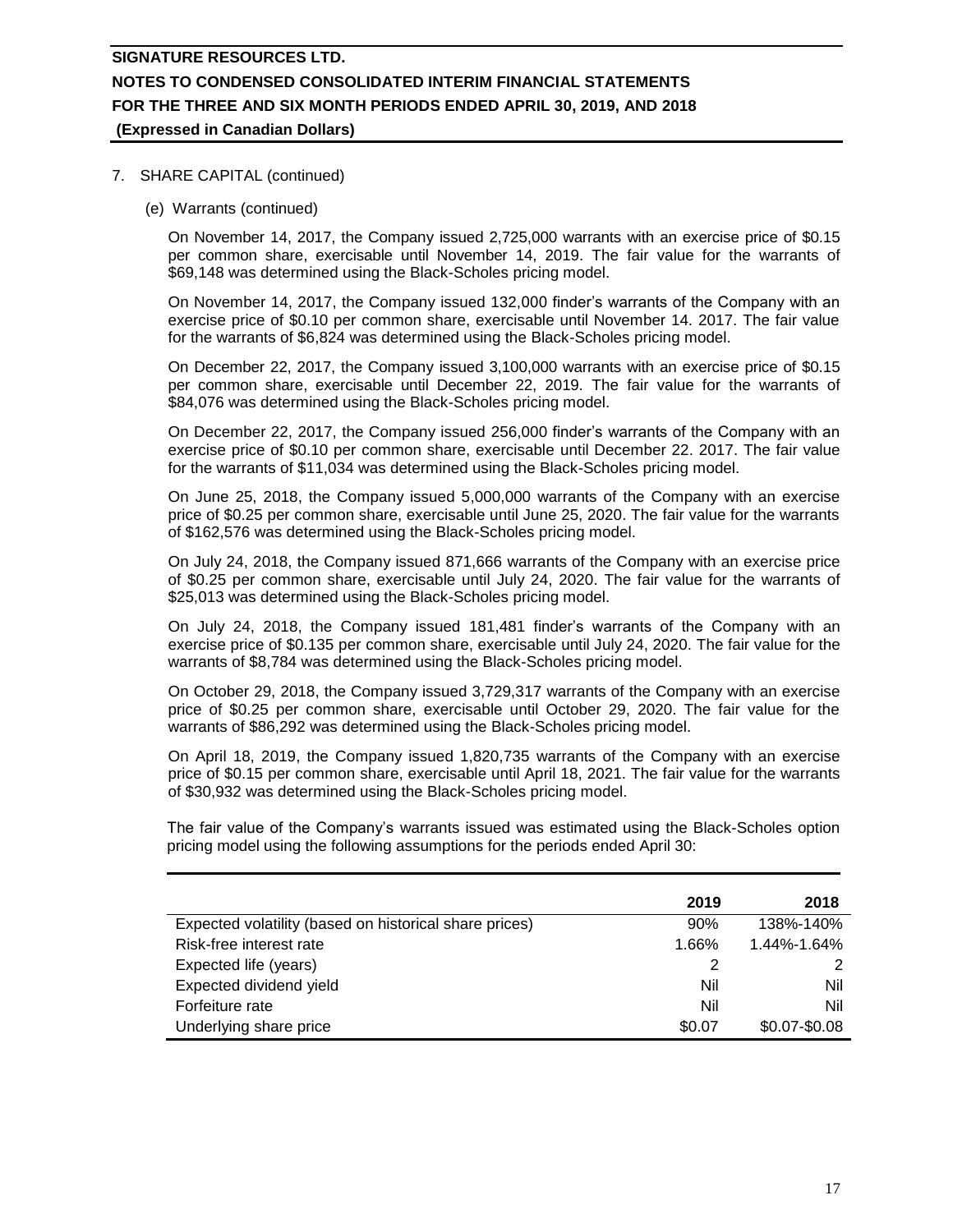7. SHARE CAPITAL (continued)

(e) Warrants (continued)

On November 14, 2017, the Company issued 2,725,000 warrants with an exercise price of $0.15 per common share, exercisable until November 14, 2019. The fair value for the warrants of $69,148 was determined using the Black-Scholes pricing model.

On November 14, 2017, the Company issued 132,000 finder's warrants of the Company with an exercise price of $0.10 per common share, exercisable until November 14. 2017. The fair value for the warrants of $6,824 was determined using the Black-Scholes pricing model.

On December 22, 2017, the Company issued 3,100,000 warrants with an exercise price of $0.15 per common share, exercisable until December 22, 2019. The fair value for the warrants of $84,076 was determined using the Black-Scholes pricing model.

On December 22, 2017, the Company issued 256,000 finder's warrants of the Company with an exercise price of $0.10 per common share, exercisable until December 22. 2017. The fair value for the warrants of $11,034 was determined using the Black-Scholes pricing model.

On June 25, 2018, the Company issued 5,000,000 warrants of the Company with an exercise price of $0.25 per common share, exercisable until June 25, 2020. The fair value for the warrants of $162,576 was determined using the Black-Scholes pricing model.

On July 24, 2018, the Company issued 871,666 warrants of the Company with an exercise price of $0.25 per common share, exercisable until July 24, 2020. The fair value for the warrants of $25,013 was determined using the Black-Scholes pricing model.

On July 24, 2018, the Company issued 181,481 finder's warrants of the Company with an exercise price of $0.135 per common share, exercisable until July 24, 2020. The fair value for the warrants of $8,784 was determined using the Black-Scholes pricing model.

On October 29, 2018, the Company issued 3,729,317 warrants of the Company with an exercise price of $0.25 per common share, exercisable until October 29, 2020. The fair value for the warrants of $86,292 was determined using the Black-Scholes pricing model.

On April 18, 2019, the Company issued 1,820,735 warrants of the Company with an exercise price of $0.15 per common share, exercisable until April 18, 2021. The fair value for the warrants of $30,932 was determined using the Black-Scholes pricing model.

The fair value of the Company's warrants issued was estimated using the Black-Scholes option pricing model using the following assumptions for the periods ended April 30:

| | 2019 | 2018 |
|---|---|---|
| Expected volatility (based on historical share prices) | 90% | 138%-140% |
| Risk-free interest rate | 1.66% | 1.44%-1.64% |
| Expected life (years) | 2 | 2 |
| Expected dividend yield | Nil | Nil |
| Forfeiture rate | Nil | Nil |
| Underlying share price | $0.07 | $0.07-$0.08 |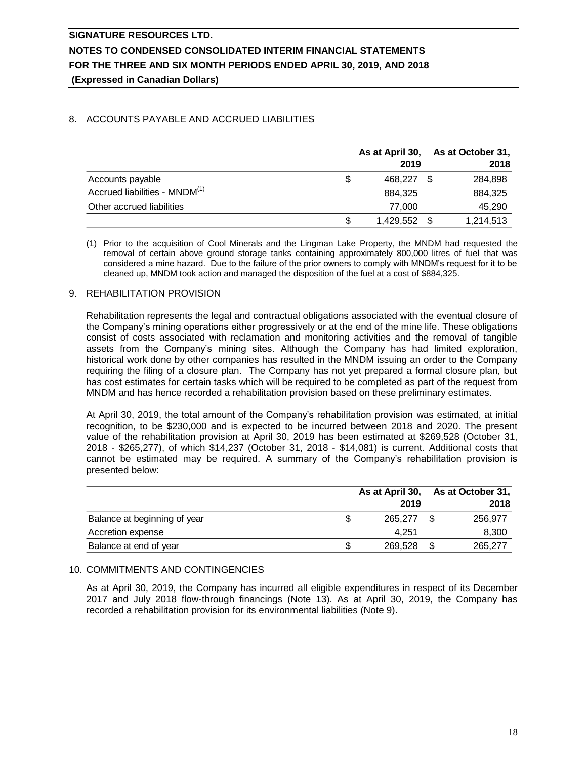## 8. ACCOUNTS PAYABLE AND ACCRUED LIABILITIES

| | As at April 30, 2019 | As at October 31, 2018 |
|---|---|---|
| Accounts payable | $ 468,227 | $ 284,898 |
| Accrued liabilities - MNDM[(1)] | 884,325 | 884,325 |
| Other accrued liabilities | 77,000 | 45,290 |
| | $ 1,429,552 | $ 1,214,513 |

(1) Prior to the acquisition of Cool Minerals and the Lingman Lake Property, the MNDM had requested the removal of certain above ground storage tanks containing approximately 800,000 litres of fuel that was considered a mine hazard. Due to the failure of the prior owners to comply with MNDM's request for it to be cleaned up, MNDM took action and managed the disposition of the fuel at a cost of $884,325.

## 9. REHABILITATION PROVISION

Rehabilitation represents the legal and contractual obligations associated with the eventual closure of the Company's mining operations either progressively or at the end of the mine life. These obligations consist of costs associated with reclamation and monitoring activities and the removal of tangible assets from the Company's mining sites. Although the Company has had limited exploration, historical work done by other companies has resulted in the MNDM issuing an order to the Company requiring the filing of a closure plan. The Company has not yet prepared a formal closure plan, but has cost estimates for certain tasks which will be required to be completed as part of the request from MNDM and has hence recorded a rehabilitation provision based on these preliminary estimates.

At April 30, 2019, the total amount of the Company's rehabilitation provision was estimated, at initial recognition, to be $230,000 and is expected to be incurred between 2018 and 2020. The present value of the rehabilitation provision at April 30, 2019 has been estimated at $269,528 (October 31, 2018 - $265,277), of which $14,237 (October 31, 2018 - $14,081) is current. Additional costs that cannot be estimated may be required. A summary of the Company's rehabilitation provision is presented below:

| | As at April 30, 2019 | As at October 31, 2018 |
|---|---|---|
| Balance at beginning of year | $ 265,277 | $ 256,977 |
| Accretion expense | 4,251 | 8,300 |
| Balance at end of year | $ 269,528 | $ 265,277 |

## 10. COMMITMENTS AND CONTINGENCIES

As at April 30, 2019, the Company has incurred all eligible expenditures in respect of its December 2017 and July 2018 flow-through financings (Note 13). As at April 30, 2019, the Company has recorded a rehabilitation provision for its environmental liabilities (Note 9).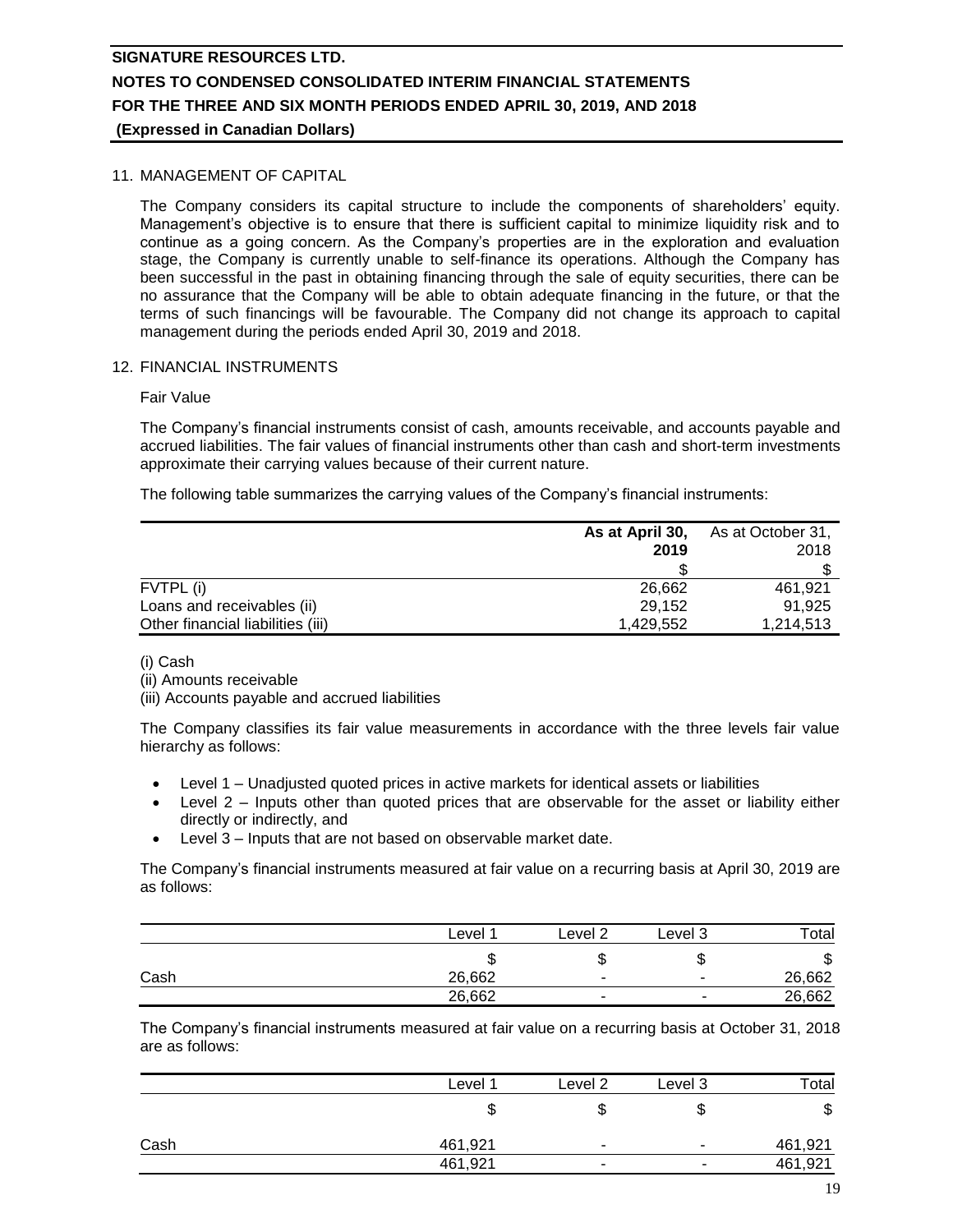## 11. MANAGEMENT OF CAPITAL

The Company considers its capital structure to include the components of shareholders' equity. Management's objective is to ensure that there is sufficient capital to minimize liquidity risk and to continue as a going concern. As the Company's properties are in the exploration and evaluation stage, the Company is currently unable to self-finance its operations. Although the Company has been successful in the past in obtaining financing through the sale of equity securities, there can be no assurance that the Company will be able to obtain adequate financing in the future, or that the terms of such financings will be favourable. The Company did not change its approach to capital management during the periods ended April 30, 2019 and 2018.

## 12. FINANCIAL INSTRUMENTS

Fair Value

The Company's financial instruments consist of cash, amounts receivable, and accounts payable and accrued liabilities. The fair values of financial instruments other than cash and short-term investments approximate their carrying values because of their current nature.

The following table summarizes the carrying values of the Company's financial instruments:

| | **As at April 30, 2019** | As at October 31, 2018 |
|---|---|---|
| | $ | $ |
| FVTPL (i) | 26,662 | 461,921 |
| Loans and receivables (ii) | 29,152 | 91,925 |
| Other financial liabilities (iii) | 1,429,552 | 1,214,513 |

(i) Cash
(ii) Amounts receivable
(iii) Accounts payable and accrued liabilities

The Company classifies its fair value measurements in accordance with the three levels fair value hierarchy as follows:

- Level 1 – Unadjusted quoted prices in active markets for identical assets or liabilities
- Level 2 – Inputs other than quoted prices that are observable for the asset or liability either directly or indirectly, and
- Level 3 – Inputs that are not based on observable market date.

The Company's financial instruments measured at fair value on a recurring basis at April 30, 2019 are as follows:

| | Level 1 | Level 2 | Level 3 | Total |
|---|---|---|---|---|
| | $ | $ | $ | $ |
| Cash | 26,662 | - | - | 26,662 |
| | 26,662 | - | - | 26,662 |

The Company's financial instruments measured at fair value on a recurring basis at October 31, 2018 are as follows:

| | Level 1 | Level 2 | Level 3 | Total |
|---|---|---|---|---|
| | $ | $ | $ | $ |
| Cash | 461,921 | - | - | 461,921 |
| | 461,921 | - | - | 461,921 |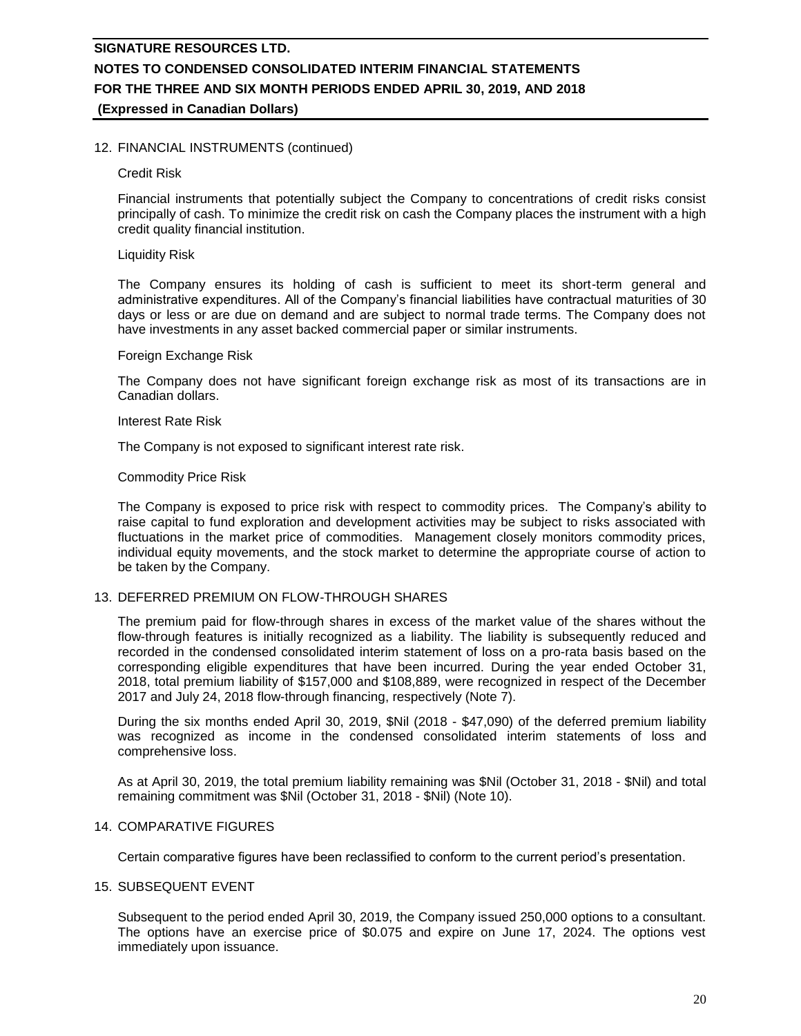12. FINANCIAL INSTRUMENTS (continued)

Credit Risk

Financial instruments that potentially subject the Company to concentrations of credit risks consist principally of cash. To minimize the credit risk on cash the Company places the instrument with a high credit quality financial institution.

Liquidity Risk

The Company ensures its holding of cash is sufficient to meet its short-term general and administrative expenditures. All of the Company's financial liabilities have contractual maturities of 30 days or less or are due on demand and are subject to normal trade terms. The Company does not have investments in any asset backed commercial paper or similar instruments.

Foreign Exchange Risk

The Company does not have significant foreign exchange risk as most of its transactions are in Canadian dollars.

Interest Rate Risk

The Company is not exposed to significant interest rate risk.

Commodity Price Risk

The Company is exposed to price risk with respect to commodity prices. The Company's ability to raise capital to fund exploration and development activities may be subject to risks associated with fluctuations in the market price of commodities. Management closely monitors commodity prices, individual equity movements, and the stock market to determine the appropriate course of action to be taken by the Company.

13. DEFERRED PREMIUM ON FLOW-THROUGH SHARES

The premium paid for flow-through shares in excess of the market value of the shares without the flow-through features is initially recognized as a liability. The liability is subsequently reduced and recorded in the condensed consolidated interim statement of loss on a pro-rata basis based on the corresponding eligible expenditures that have been incurred. During the year ended October 31, 2018, total premium liability of $157,000 and $108,889, were recognized in respect of the December 2017 and July 24, 2018 flow-through financing, respectively (Note 7).

During the six months ended April 30, 2019, $Nil (2018 - $47,090) of the deferred premium liability was recognized as income in the condensed consolidated interim statements of loss and comprehensive loss.

As at April 30, 2019, the total premium liability remaining was $Nil (October 31, 2018 - $Nil) and total remaining commitment was $Nil (October 31, 2018 - $Nil) (Note 10).

14. COMPARATIVE FIGURES

Certain comparative figures have been reclassified to conform to the current period's presentation.

15. SUBSEQUENT EVENT

Subsequent to the period ended April 30, 2019, the Company issued 250,000 options to a consultant. The options have an exercise price of $0.075 and expire on June 17, 2024. The options vest immediately upon issuance.